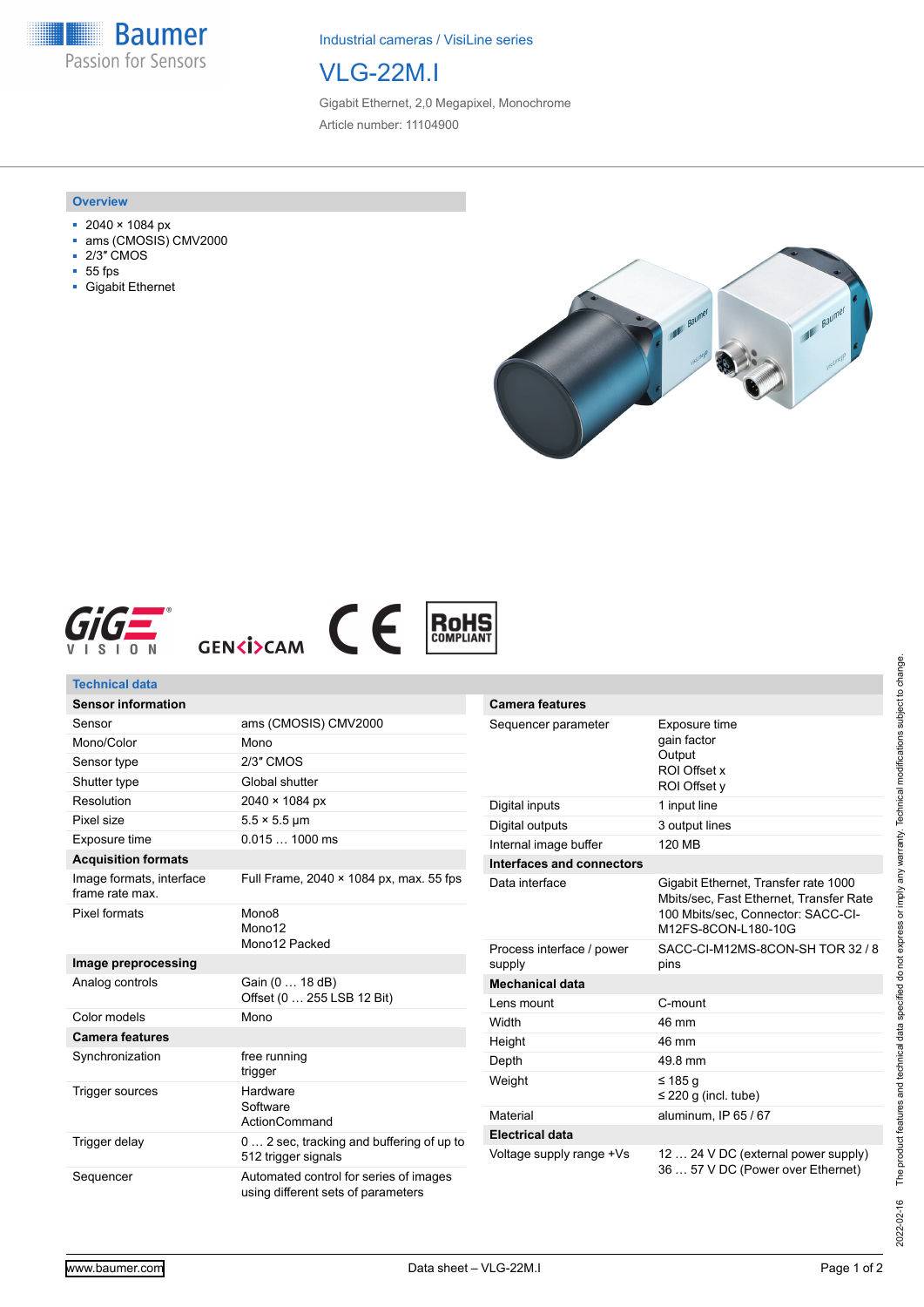Industrial cameras / VisiLine series

# VLG-22M.I

Gigabit Ethernet, 2,0 Megapixel, Monochrome

Article number: 11104900

## Overview

- 2040 × 1084 px
- ams (CMOSIS) CMV2000
- 2/3″ CMOS
- 55 fps
- Gigabit Ethernet

## Technical data

| **Sensor information** | |
|---|---|
| Sensor | ams (CMOSIS) CMV2000 |
| Mono/Color | Mono |
| Sensor type | 2/3″ CMOS |
| Shutter type | Global shutter |
| Resolution | 2040 × 1084 px |
| Pixel size | 5.5 × 5.5 µm |
| Exposure time | 0.015 … 1000 ms |
| **Acquisition formats** | |
| Image formats, interface frame rate max. | Full Frame, 2040 × 1084 px, max. 55 fps |
| Pixel formats | Mono8<br>Mono12<br>Mono12 Packed |
| **Image preprocessing** | |
| Analog controls | Gain (0 … 18 dB)<br>Offset (0 … 255 LSB 12 Bit) |
| Color models | Mono |
| **Camera features** | |
| Synchronization | free running<br>trigger |
| Trigger sources | Hardware<br>Software<br>ActionCommand |
| Trigger delay | 0 … 2 sec, tracking and buffering of up to 512 trigger signals |
| Sequencer | Automated control for series of images using different sets of parameters |

| **Camera features** | |
|---|---|
| Sequencer parameter | Exposure time<br>gain factor<br>Output<br>ROI Offset x<br>ROI Offset y |
| Digital inputs | 1 input line |
| Digital outputs | 3 output lines |
| Internal image buffer | 120 MB |
| **Interfaces and connectors** | |
| Data interface | Gigabit Ethernet, Transfer rate 1000 Mbits/sec, Fast Ethernet, Transfer Rate 100 Mbits/sec, Connector: SACC-CI-M12FS-8CON-L180-10G |
| Process interface / power supply | SACC-CI-M12MS-8CON-SH TOR 32 / 8 pins |
| **Mechanical data** | |
| Lens mount | C-mount |
| Width | 46 mm |
| Height | 46 mm |
| Depth | 49.8 mm |
| Weight | ≤ 185 g<br>≤ 220 g (incl. tube) |
| Material | aluminum, IP 65 / 67 |
| **Electrical data** | |
| Voltage supply range +Vs | 12 … 24 V DC (external power supply)<br>36 … 57 V DC (Power over Ethernet) |

The product features and technical data specified do not express or imply any warranty. Technical modifications subject to change.

2022-02-16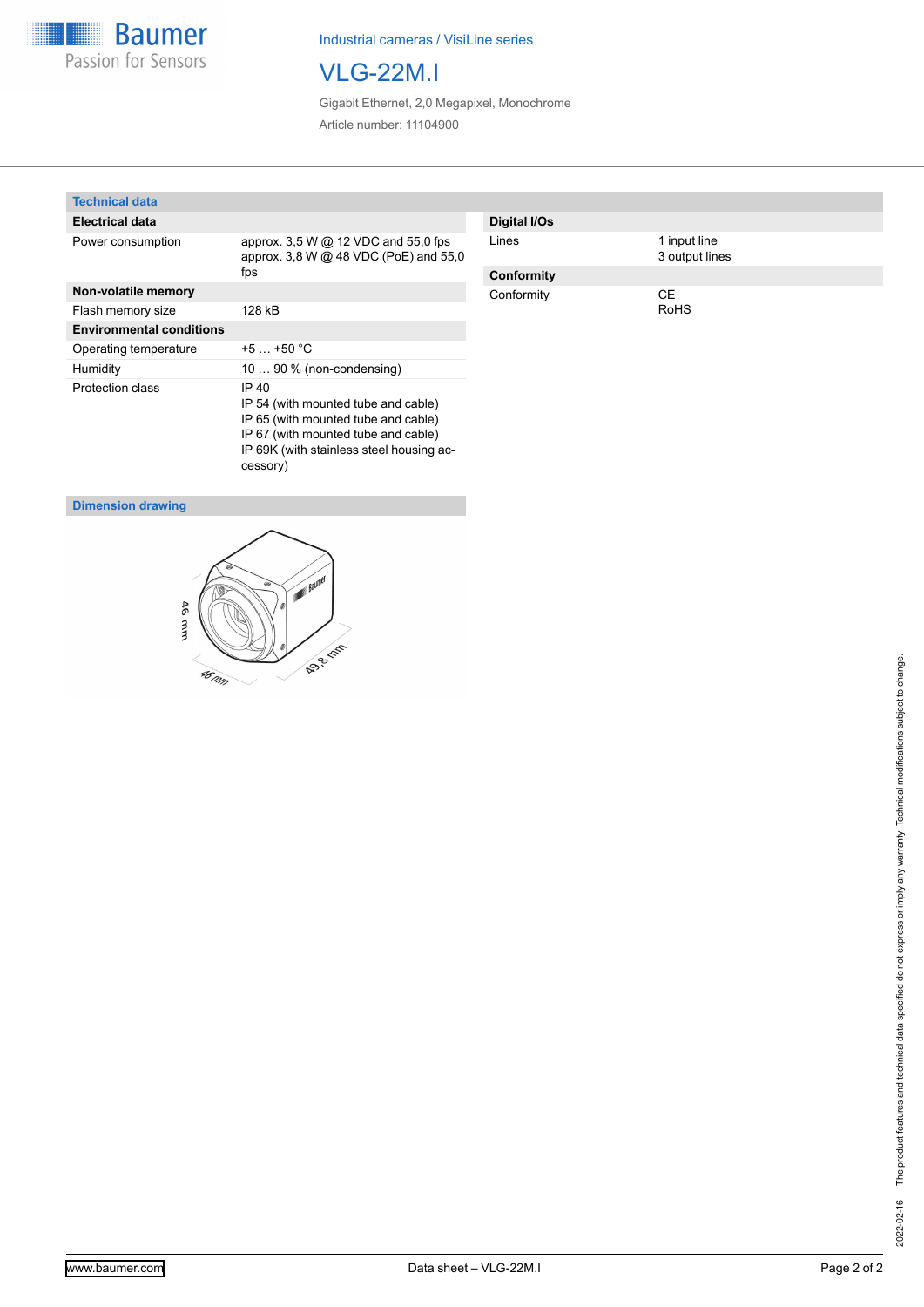# VLG-22M.I

Industrial cameras / VisiLine series

Gigabit Ethernet, 2,0 Megapixel, Monochrome

Article number: 11104900

## Technical data

| **Electrical data** | |
|---|---|
| Power consumption | approx. 3,5 W @ 12 VDC and 55,0 fps<br>approx. 3,8 W @ 48 VDC (PoE) and 55,0 fps |
| **Non-volatile memory** | |
| Flash memory size | 128 kB |
| **Environmental conditions** | |
| Operating temperature | +5 … +50 °C |
| Humidity | 10 … 90 % (non-condensing) |
| Protection class | IP 40<br>IP 54 (with mounted tube and cable)<br>IP 65 (with mounted tube and cable)<br>IP 67 (with mounted tube and cable)<br>IP 69K (with stainless steel housing accessory) |

| **Digital I/Os** | |
|---|---|
| Lines | 1 input line<br>3 output lines |
| **Conformity** | |
| Conformity | CE<br>RoHS |

## Dimension drawing

46 mm
46 mm
49,8 mm

2022-02-16 The product features and technical data specified do not express or imply any warranty. Technical modifications subject to change.